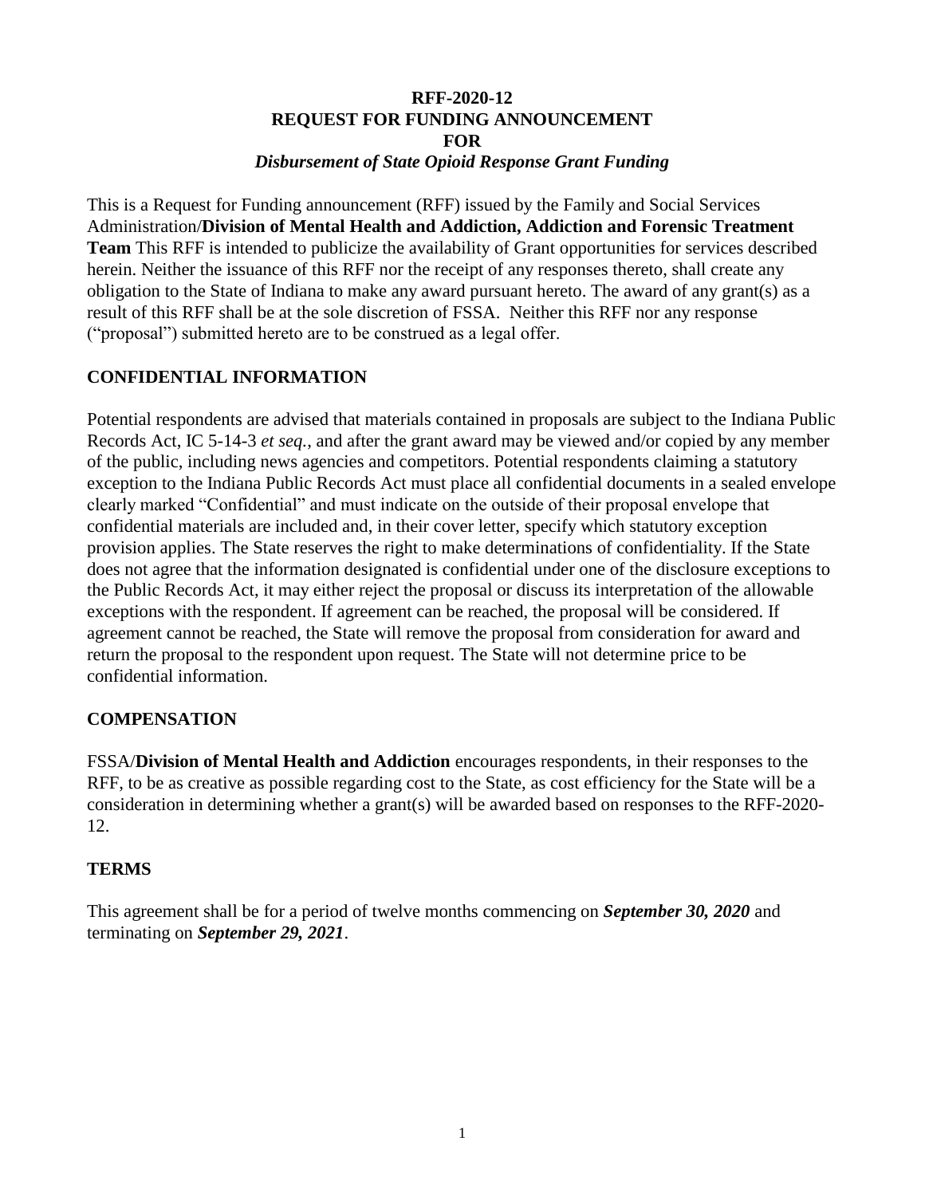**RFF-2020-12**
**REQUEST FOR FUNDING ANNOUNCEMENT**
**FOR**
***Disbursement of State Opioid Response Grant Funding***

This is a Request for Funding announcement (RFF) issued by the Family and Social Services Administration/**Division of Mental Health and Addiction, Addiction and Forensic Treatment Team** This RFF is intended to publicize the availability of Grant opportunities for services described herein. Neither the issuance of this RFF nor the receipt of any responses thereto, shall create any obligation to the State of Indiana to make any award pursuant hereto. The award of any grant(s) as a result of this RFF shall be at the sole discretion of FSSA. Neither this RFF nor any response ("proposal") submitted hereto are to be construed as a legal offer.

## CONFIDENTIAL INFORMATION

Potential respondents are advised that materials contained in proposals are subject to the Indiana Public Records Act, IC 5-14-3 *et seq.*, and after the grant award may be viewed and/or copied by any member of the public, including news agencies and competitors. Potential respondents claiming a statutory exception to the Indiana Public Records Act must place all confidential documents in a sealed envelope clearly marked "Confidential" and must indicate on the outside of their proposal envelope that confidential materials are included and, in their cover letter, specify which statutory exception provision applies. The State reserves the right to make determinations of confidentiality. If the State does not agree that the information designated is confidential under one of the disclosure exceptions to the Public Records Act, it may either reject the proposal or discuss its interpretation of the allowable exceptions with the respondent. If agreement can be reached, the proposal will be considered. If agreement cannot be reached, the State will remove the proposal from consideration for award and return the proposal to the respondent upon request. The State will not determine price to be confidential information.

## COMPENSATION

FSSA/**Division of Mental Health and Addiction** encourages respondents, in their responses to the RFF, to be as creative as possible regarding cost to the State, as cost efficiency for the State will be a consideration in determining whether a grant(s) will be awarded based on responses to the RFF-2020-12.

## TERMS

This agreement shall be for a period of twelve months commencing on ***September 30, 2020*** and terminating on ***September 29, 2021***.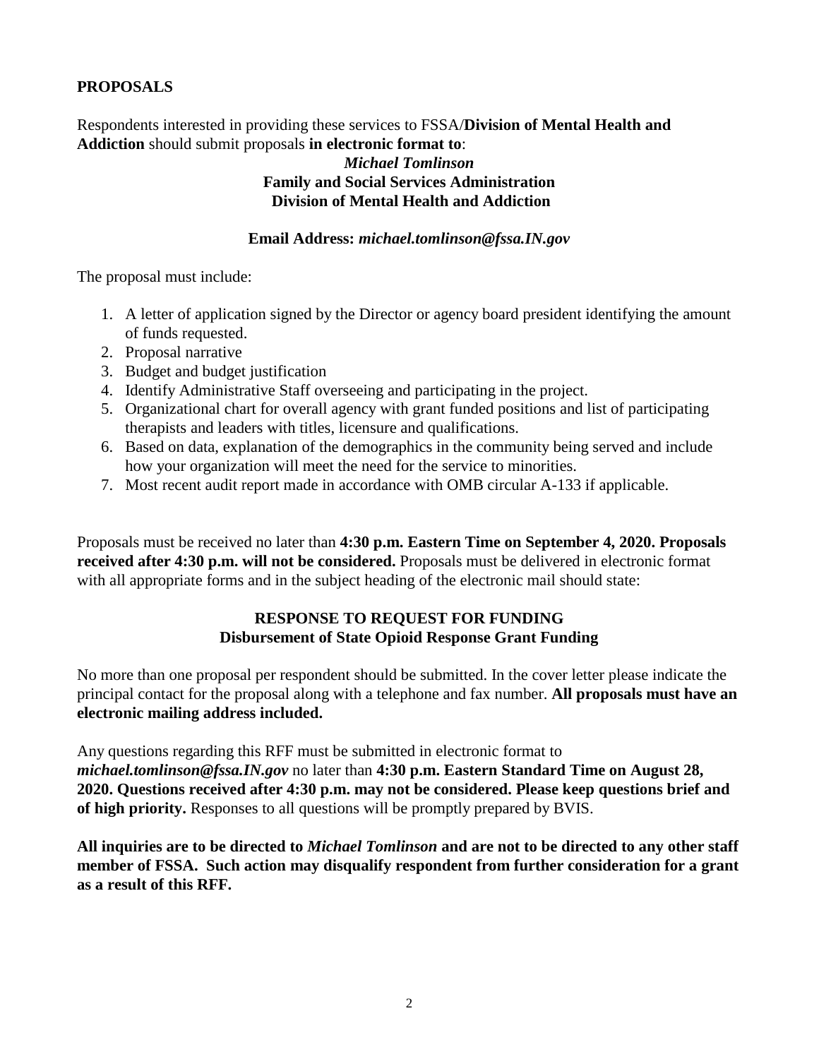## PROPOSALS

Respondents interested in providing these services to FSSA/**Division of Mental Health and Addiction** should submit proposals **in electronic format to**:

***Michael Tomlinson***
**Family and Social Services Administration**
**Division of Mental Health and Addiction**

**Email Address:** ***michael.tomlinson@fssa.IN.gov***

The proposal must include:

1. A letter of application signed by the Director or agency board president identifying the amount of funds requested.
2. Proposal narrative
3. Budget and budget justification
4. Identify Administrative Staff overseeing and participating in the project.
5. Organizational chart for overall agency with grant funded positions and list of participating therapists and leaders with titles, licensure and qualifications.
6. Based on data, explanation of the demographics in the community being served and include how your organization will meet the need for the service to minorities.
7. Most recent audit report made in accordance with OMB circular A-133 if applicable.

Proposals must be received no later than **4:30 p.m. Eastern Time on September 4, 2020. Proposals received after 4:30 p.m. will not be considered.** Proposals must be delivered in electronic format with all appropriate forms and in the subject heading of the electronic mail should state:

**RESPONSE TO REQUEST FOR FUNDING**
**Disbursement of State Opioid Response Grant Funding**

No more than one proposal per respondent should be submitted. In the cover letter please indicate the principal contact for the proposal along with a telephone and fax number. **All proposals must have an electronic mailing address included.**

Any questions regarding this RFF must be submitted in electronic format to ***michael.tomlinson@fssa.IN.gov*** no later than **4:30 p.m. Eastern Standard Time on August 28, 2020. Questions received after 4:30 p.m. may not be considered. Please keep questions brief and of high priority.** Responses to all questions will be promptly prepared by BVIS.

**All inquiries are to be directed to *Michael Tomlinson* and are not to be directed to any other staff member of FSSA. Such action may disqualify respondent from further consideration for a grant as a result of this RFF.**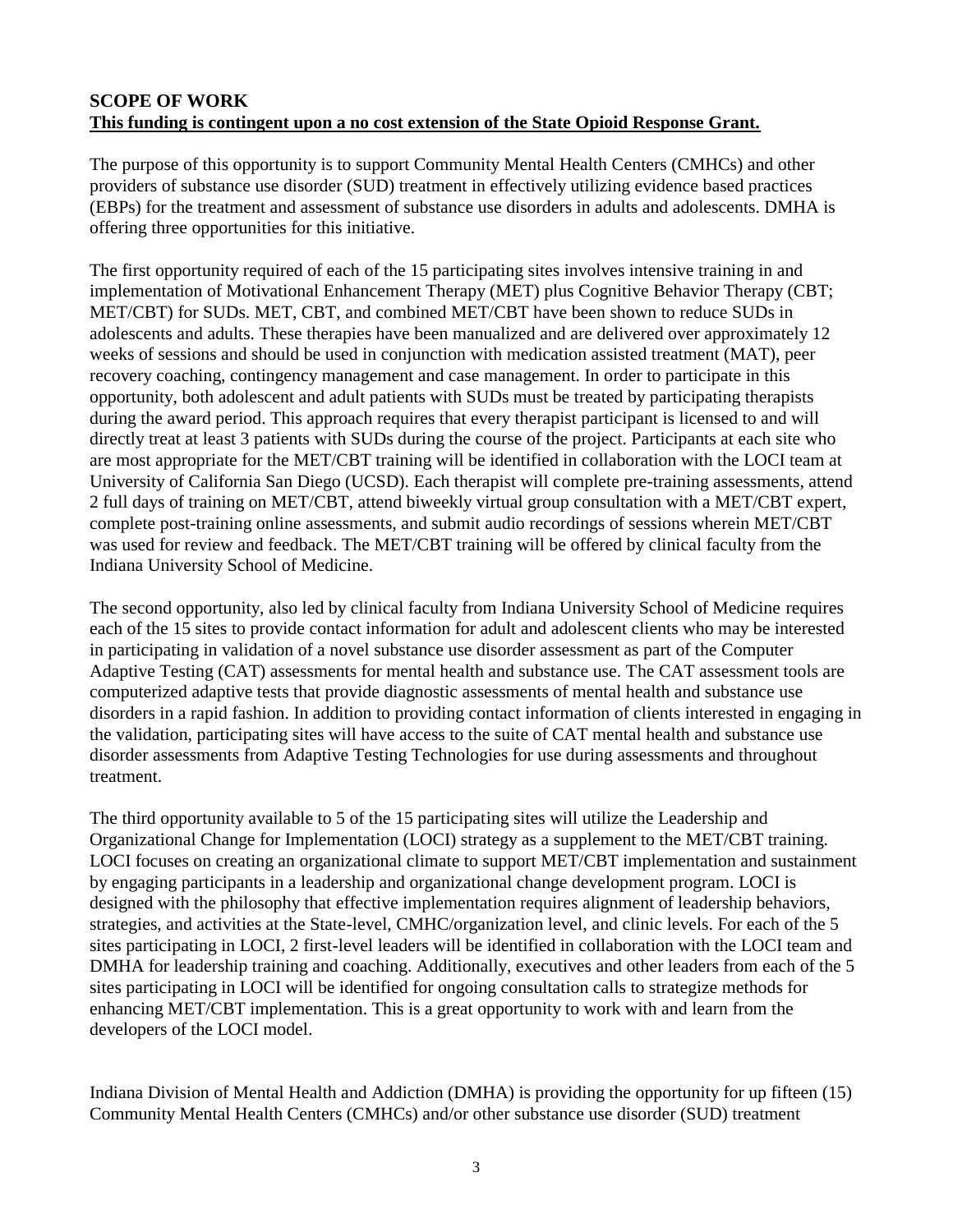**SCOPE OF WORK**
**<u>This funding is contingent upon a no cost extension of the State Opioid Response Grant.</u>**

The purpose of this opportunity is to support Community Mental Health Centers (CMHCs) and other providers of substance use disorder (SUD) treatment in effectively utilizing evidence based practices (EBPs) for the treatment and assessment of substance use disorders in adults and adolescents. DMHA is offering three opportunities for this initiative.

The first opportunity required of each of the 15 participating sites involves intensive training in and implementation of Motivational Enhancement Therapy (MET) plus Cognitive Behavior Therapy (CBT; MET/CBT) for SUDs. MET, CBT, and combined MET/CBT have been shown to reduce SUDs in adolescents and adults. These therapies have been manualized and are delivered over approximately 12 weeks of sessions and should be used in conjunction with medication assisted treatment (MAT), peer recovery coaching, contingency management and case management. In order to participate in this opportunity, both adolescent and adult patients with SUDs must be treated by participating therapists during the award period. This approach requires that every therapist participant is licensed to and will directly treat at least 3 patients with SUDs during the course of the project. Participants at each site who are most appropriate for the MET/CBT training will be identified in collaboration with the LOCI team at University of California San Diego (UCSD). Each therapist will complete pre-training assessments, attend 2 full days of training on MET/CBT, attend biweekly virtual group consultation with a MET/CBT expert, complete post-training online assessments, and submit audio recordings of sessions wherein MET/CBT was used for review and feedback. The MET/CBT training will be offered by clinical faculty from the Indiana University School of Medicine.

The second opportunity, also led by clinical faculty from Indiana University School of Medicine requires each of the 15 sites to provide contact information for adult and adolescent clients who may be interested in participating in validation of a novel substance use disorder assessment as part of the Computer Adaptive Testing (CAT) assessments for mental health and substance use. The CAT assessment tools are computerized adaptive tests that provide diagnostic assessments of mental health and substance use disorders in a rapid fashion. In addition to providing contact information of clients interested in engaging in the validation, participating sites will have access to the suite of CAT mental health and substance use disorder assessments from Adaptive Testing Technologies for use during assessments and throughout treatment.

The third opportunity available to 5 of the 15 participating sites will utilize the Leadership and Organizational Change for Implementation (LOCI) strategy as a supplement to the MET/CBT training. LOCI focuses on creating an organizational climate to support MET/CBT implementation and sustainment by engaging participants in a leadership and organizational change development program. LOCI is designed with the philosophy that effective implementation requires alignment of leadership behaviors, strategies, and activities at the State-level, CMHC/organization level, and clinic levels. For each of the 5 sites participating in LOCI, 2 first-level leaders will be identified in collaboration with the LOCI team and DMHA for leadership training and coaching. Additionally, executives and other leaders from each of the 5 sites participating in LOCI will be identified for ongoing consultation calls to strategize methods for enhancing MET/CBT implementation. This is a great opportunity to work with and learn from the developers of the LOCI model.

Indiana Division of Mental Health and Addiction (DMHA) is providing the opportunity for up fifteen (15) Community Mental Health Centers (CMHCs) and/or other substance use disorder (SUD) treatment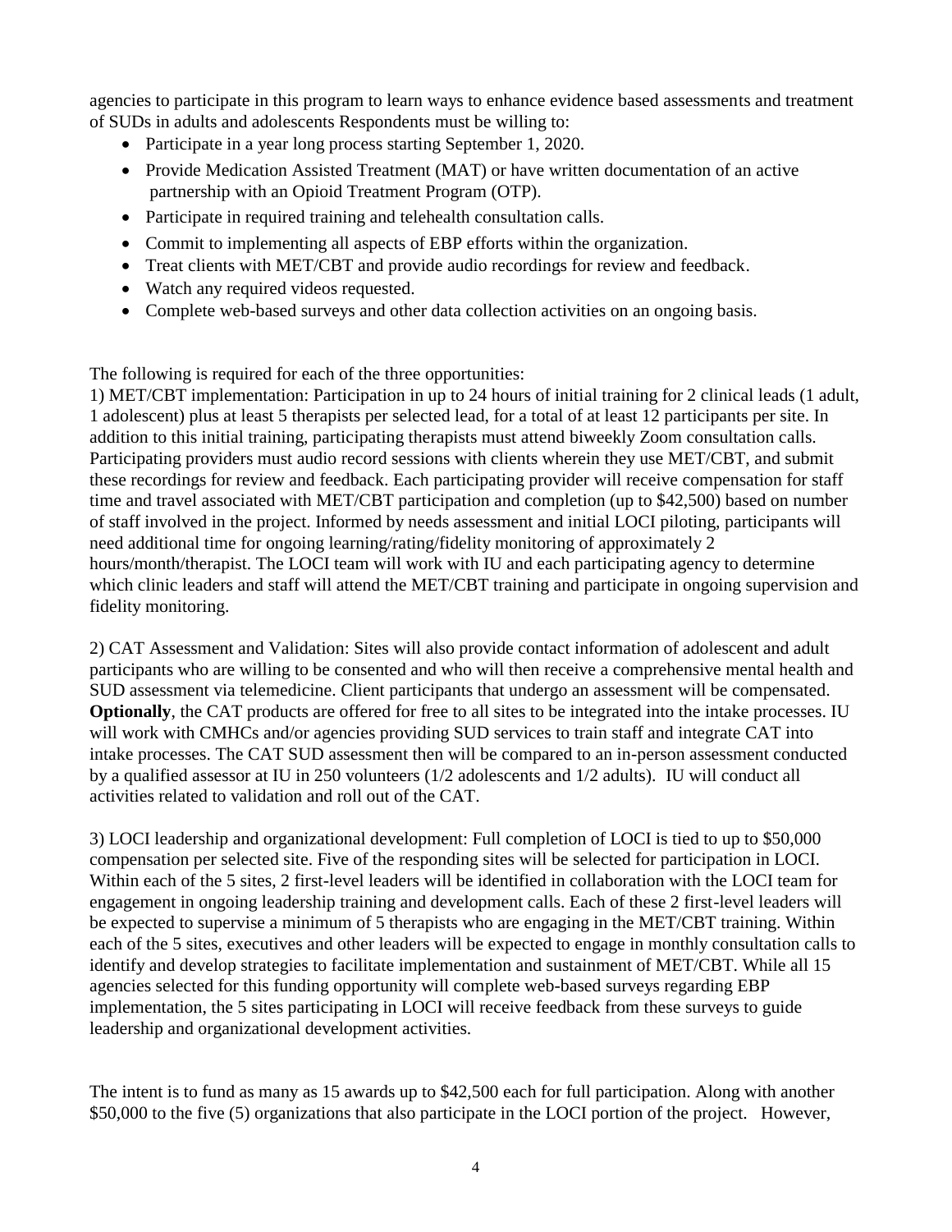agencies to participate in this program to learn ways to enhance evidence based assessments and treatment of SUDs in adults and adolescents Respondents must be willing to:

- Participate in a year long process starting September 1, 2020.
- Provide Medication Assisted Treatment (MAT) or have written documentation of an active partnership with an Opioid Treatment Program (OTP).
- Participate in required training and telehealth consultation calls.
- Commit to implementing all aspects of EBP efforts within the organization.
- Treat clients with MET/CBT and provide audio recordings for review and feedback.
- Watch any required videos requested.
- Complete web-based surveys and other data collection activities on an ongoing basis.

The following is required for each of the three opportunities:

1) MET/CBT implementation: Participation in up to 24 hours of initial training for 2 clinical leads (1 adult, 1 adolescent) plus at least 5 therapists per selected lead, for a total of at least 12 participants per site. In addition to this initial training, participating therapists must attend biweekly Zoom consultation calls. Participating providers must audio record sessions with clients wherein they use MET/CBT, and submit these recordings for review and feedback. Each participating provider will receive compensation for staff time and travel associated with MET/CBT participation and completion (up to $42,500) based on number of staff involved in the project. Informed by needs assessment and initial LOCI piloting, participants will need additional time for ongoing learning/rating/fidelity monitoring of approximately 2 hours/month/therapist. The LOCI team will work with IU and each participating agency to determine which clinic leaders and staff will attend the MET/CBT training and participate in ongoing supervision and fidelity monitoring.

2) CAT Assessment and Validation: Sites will also provide contact information of adolescent and adult participants who are willing to be consented and who will then receive a comprehensive mental health and SUD assessment via telemedicine. Client participants that undergo an assessment will be compensated. **Optionally**, the CAT products are offered for free to all sites to be integrated into the intake processes. IU will work with CMHCs and/or agencies providing SUD services to train staff and integrate CAT into intake processes. The CAT SUD assessment then will be compared to an in-person assessment conducted by a qualified assessor at IU in 250 volunteers (1/2 adolescents and 1/2 adults). IU will conduct all activities related to validation and roll out of the CAT.

3) LOCI leadership and organizational development: Full completion of LOCI is tied to up to $50,000 compensation per selected site. Five of the responding sites will be selected for participation in LOCI. Within each of the 5 sites, 2 first-level leaders will be identified in collaboration with the LOCI team for engagement in ongoing leadership training and development calls. Each of these 2 first-level leaders will be expected to supervise a minimum of 5 therapists who are engaging in the MET/CBT training. Within each of the 5 sites, executives and other leaders will be expected to engage in monthly consultation calls to identify and develop strategies to facilitate implementation and sustainment of MET/CBT. While all 15 agencies selected for this funding opportunity will complete web-based surveys regarding EBP implementation, the 5 sites participating in LOCI will receive feedback from these surveys to guide leadership and organizational development activities.

The intent is to fund as many as 15 awards up to $42,500 each for full participation. Along with another $50,000 to the five (5) organizations that also participate in the LOCI portion of the project. However,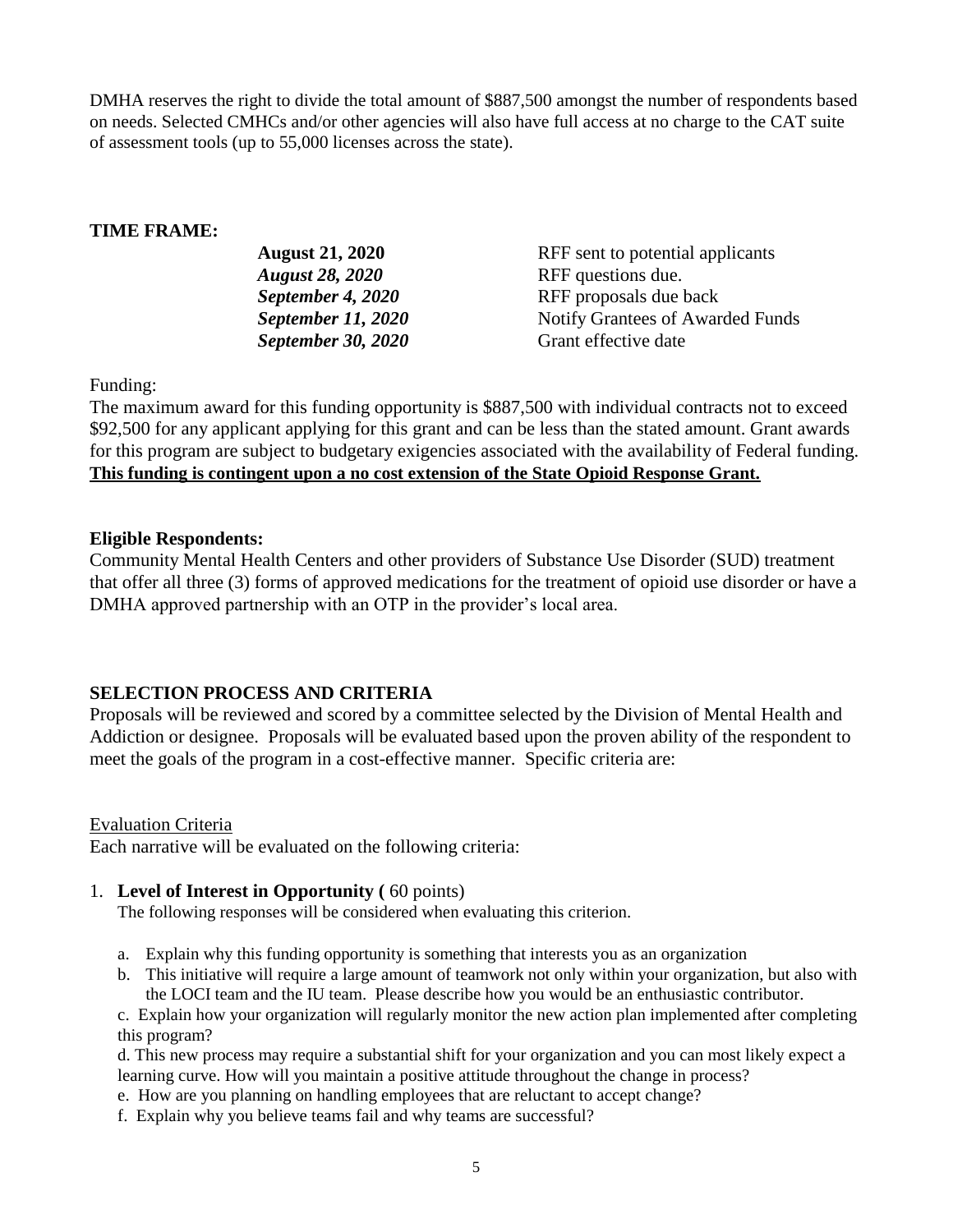DMHA reserves the right to divide the total amount of $887,500 amongst the number of respondents based on needs. Selected CMHCs and/or other agencies will also have full access at no charge to the CAT suite of assessment tools (up to 55,000 licenses across the state).

**TIME FRAME:**

| | |
|---|---|
| **August 21, 2020** | RFF sent to potential applicants |
| ***August 28, 2020*** | RFF questions due. |
| ***September 4, 2020*** | RFF proposals due back |
| ***September 11, 2020*** | Notify Grantees of Awarded Funds |
| ***September 30, 2020*** | Grant effective date |

Funding:

The maximum award for this funding opportunity is $887,500 with individual contracts not to exceed $92,500 for any applicant applying for this grant and can be less than the stated amount. Grant awards for this program are subject to budgetary exigencies associated with the availability of Federal funding. **This funding is contingent upon a no cost extension of the State Opioid Response Grant.**

**Eligible Respondents:**

Community Mental Health Centers and other providers of Substance Use Disorder (SUD) treatment that offer all three (3) forms of approved medications for the treatment of opioid use disorder or have a DMHA approved partnership with an OTP in the provider's local area.

**SELECTION PROCESS AND CRITERIA**

Proposals will be reviewed and scored by a committee selected by the Division of Mental Health and Addiction or designee. Proposals will be evaluated based upon the proven ability of the respondent to meet the goals of the program in a cost-effective manner. Specific criteria are:

Evaluation Criteria

Each narrative will be evaluated on the following criteria:

1. **Level of Interest in Opportunity (** 60 points)

   The following responses will be considered when evaluating this criterion.

   a. Explain why this funding opportunity is something that interests you as an organization

   b. This initiative will require a large amount of teamwork not only within your organization, but also with the LOCI team and the IU team. Please describe how you would be an enthusiastic contributor.

   c. Explain how your organization will regularly monitor the new action plan implemented after completing this program?

   d. This new process may require a substantial shift for your organization and you can most likely expect a learning curve. How will you maintain a positive attitude throughout the change in process?

   e. How are you planning on handling employees that are reluctant to accept change?

   f. Explain why you believe teams fail and why teams are successful?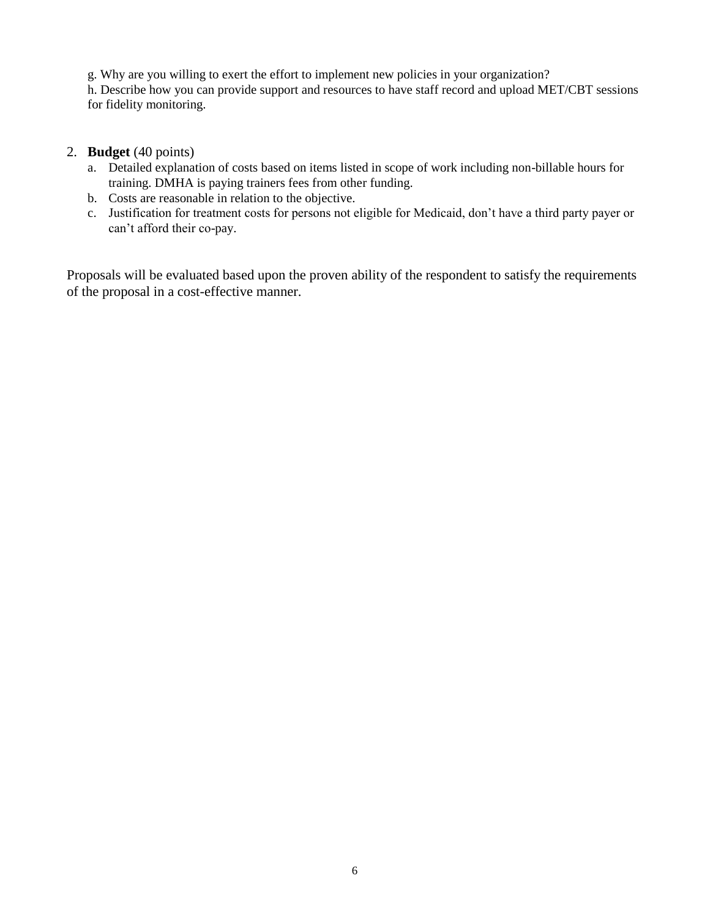g. Why are you willing to exert the effort to implement new policies in your organization?

h. Describe how you can provide support and resources to have staff record and upload MET/CBT sessions for fidelity monitoring.

2. **Budget** (40 points)
   a. Detailed explanation of costs based on items listed in scope of work including non-billable hours for training. DMHA is paying trainers fees from other funding.
   b. Costs are reasonable in relation to the objective.
   c. Justification for treatment costs for persons not eligible for Medicaid, don't have a third party payer or can't afford their co-pay.

Proposals will be evaluated based upon the proven ability of the respondent to satisfy the requirements of the proposal in a cost-effective manner.